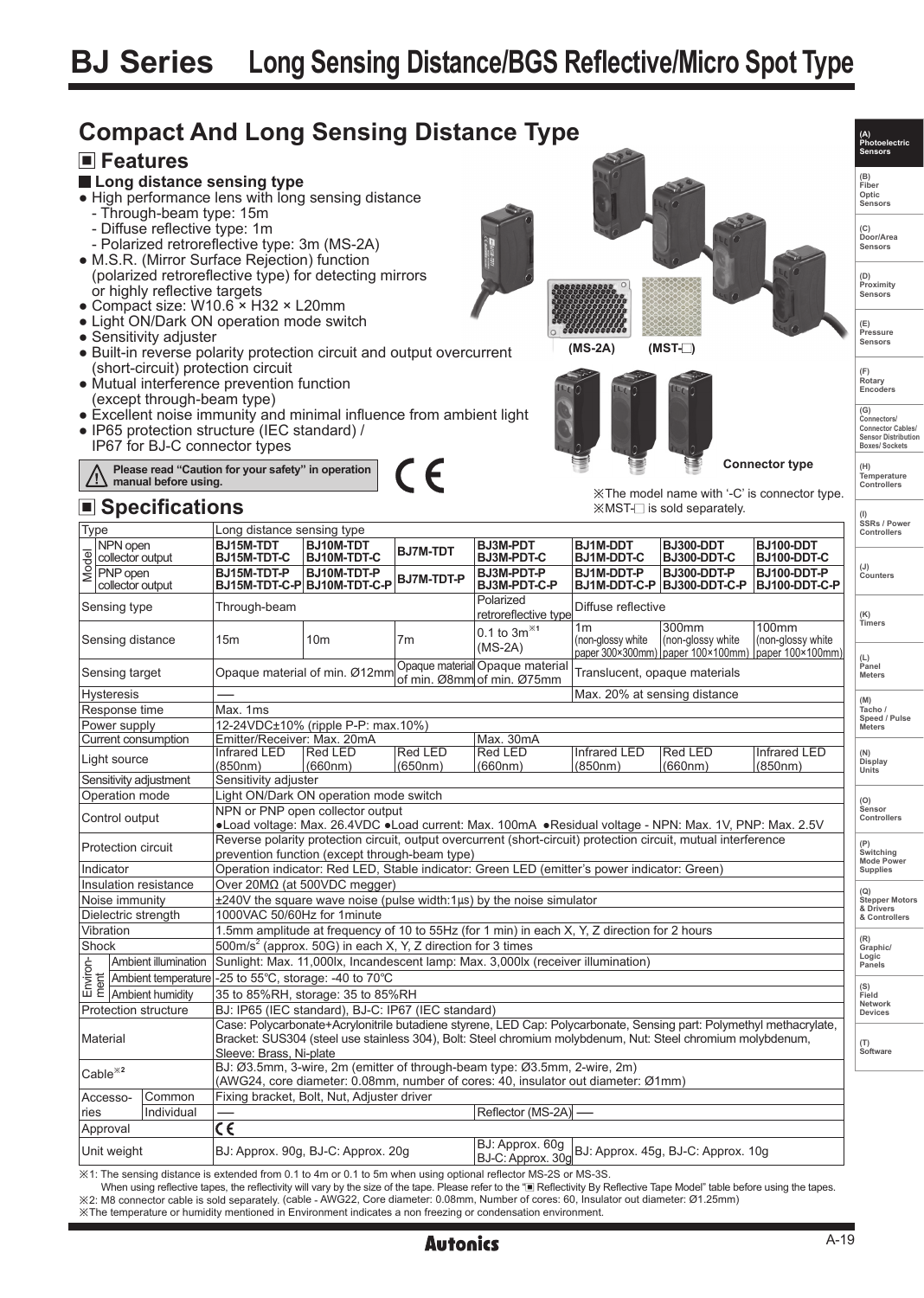# BJ Series Long Sensing Distance/BGS Reflective/Micro Spot Type

## Compact And Long Sensing Distance Type

### ■ Features

**■ Long distance sensing type**

- High performance lens with long sensing distance
  - Through-beam type: 15m
  - Diffuse reflective type: 1m
  - Polarized retroreflective type: 3m (MS-2A)
- M.S.R. (Mirror Surface Rejection) function (polarized retroreflective type) for detecting mirrors or highly reflective targets
- Compact size: W10.6 × H32 × L20mm
- Light ON/Dark ON operation mode switch
- Sensitivity adjuster
- Built-in reverse polarity protection circuit and output overcurrent (short-circuit) protection circuit
- Mutual interference prevention function (except through-beam type)
- Excellent noise immunity and minimal influence from ambient light
- IP65 protection structure (IEC standard) / IP67 for BJ-C connector types

⚠ Please read "Caution for your safety" in operation manual before using.

(MS-2A) (MST-□)

Connector type

※The model name with '-C' is connector type.
※MST-□ is sold separately.

### ■ Specifications

| Type | | Long distance sensing type | | | | | | |
|---|---|---|---|---|---|---|---|---|
| Model | NPN open collector output | BJ15M-TDT<br>BJ15M-TDT-C | BJ10M-TDT<br>BJ10M-TDT-C | BJ7M-TDT | BJ3M-PDT<br>BJ3M-PDT-C | BJ1M-DDT<br>BJ1M-DDT-C | BJ300-DDT<br>BJ300-DDT-C | BJ100-DDT<br>BJ100-DDT-C |
| | PNP open collector output | BJ15M-TDT-P<br>BJ15M-TDT-C-P | BJ10M-TDT-P<br>BJ10M-TDT-C-P | BJ7M-TDT-P | BJ3M-PDT-P<br>BJ3M-PDT-C-P | BJ1M-DDT-P<br>BJ1M-DDT-C-P | BJ300-DDT-P<br>BJ300-DDT-C-P | BJ100-DDT-P<br>BJ100-DDT-C-P |
| Sensing type | | Through-beam | | | Polarized retroreflective type | Diffuse reflective | | |
| Sensing distance | | 15m | 10m | 7m | 0.1 to 3m※1<br>(MS-2A) | 1m<br>(non-glossy white paper 300×300mm) | 300mm<br>(non-glossy white paper 100×100mm) | 100mm<br>(non-glossy white paper 100×100mm) |
| Sensing target | | Opaque material of min. Ø12mm | | Opaque material of min. Ø8mm | Opaque material of min. Ø75mm | Translucent, opaque materials | | |
| Hysteresis | | — | | | | Max. 20% at sensing distance | | |
| Response time | | Max. 1ms | | | | | | |
| Power supply | | 12-24VDC±10% (ripple P-P: max.10%) | | | | | | |
| Current consumption | | Emitter/Receiver: Max. 20mA | | | Max. 30mA | | | |
| Light source | | Infrared LED<br>(850nm) | Red LED<br>(660nm) | Red LED<br>(650nm) | Red LED<br>(660nm) | Infrared LED<br>(850nm) | Red LED<br>(660nm) | Infrared LED<br>(850nm) |
| Sensitivity adjustment | | Sensitivity adjuster | | | | | | |
| Operation mode | | Light ON/Dark ON operation mode switch | | | | | | |
| Control output | | NPN or PNP open collector output<br>●Load voltage: Max. 26.4VDC ●Load current: Max. 100mA ●Residual voltage - NPN: Max. 1V, PNP: Max. 2.5V | | | | | | |
| Protection circuit | | Reverse polarity protection circuit, output overcurrent (short-circuit) protection circuit, mutual interference prevention function (except through-beam type) | | | | | | |
| Indicator | | Operation indicator: Red LED, Stable indicator: Green LED (emitter's power indicator: Green) | | | | | | |
| Insulation resistance | | Over 20MΩ (at 500VDC megger) | | | | | | |
| Noise immunity | | ±240V the square wave noise (pulse width:1μs) by the noise simulator | | | | | | |
| Dielectric strength | | 1000VAC 50/60Hz for 1minute | | | | | | |
| Vibration | | 1.5mm amplitude at frequency of 10 to 55Hz (for 1 min) in each X, Y, Z direction for 2 hours | | | | | | |
| Shock | | 500m/s² (approx. 50G) in each X, Y, Z direction for 3 times | | | | | | |
| Environment | Ambient illumination | Sunlight: Max. 11,000lx, Incandescent lamp: Max. 3,000lx (receiver illumination) | | | | | | |
| | Ambient temperature | -25 to 55°C, storage: -40 to 70°C | | | | | | |
| | Ambient humidity | 35 to 85%RH, storage: 35 to 85%RH | | | | | | |
| Protection structure | | BJ: IP65 (IEC standard), BJ-C: IP67 (IEC standard) | | | | | | |
| Material | | Case: Polycarbonate+Acrylonitrile butadiene styrene, LED Cap: Polycarbonate, Sensing part: Polymethyl methacrylate, Bracket: SUS304 (steel use stainless 304), Bolt: Steel chromium molybdenum, Nut: Steel chromium molybdenum, Sleeve: Brass, Ni-plate | | | | | | |
| Cable※2 | | BJ: Ø3.5mm, 3-wire, 2m (emitter of through-beam type: Ø3.5mm, 2-wire, 2m)<br>(AWG24, core diameter: 0.08mm, number of cores: 40, insulator out diameter: Ø1mm) | | | | | | |
| Accessories | Common | Fixing bracket, Bolt, Nut, Adjuster driver | | | | | | |
| | Individual | — | | | Reflector (MS-2A) | — | | |
| Approval | | CE | | | | | | |
| Unit weight | | BJ: Approx. 90g, BJ-C: Approx. 20g | | | BJ: Approx. 60g<br>BJ-C: Approx. 30g | BJ: Approx. 45g, BJ-C: Approx. 10g | | |

※1: The sensing distance is extended from 0.1 to 4m or 0.1 to 5m when using optional reflector MS-2S or MS-3S.
When using reflective tapes, the reflectivity will vary by the size of the tape. Please refer to the "■ Reflectivity By Reflective Tape Model" table before using the tapes.
※2: M8 connector cable is sold separately. (cable - AWG22, Core diameter: 0.08mm, Number of cores: 60, Insulator out diameter: Ø1.25mm)
※The temperature or humidity mentioned in Environment indicates a non freezing or condensation environment.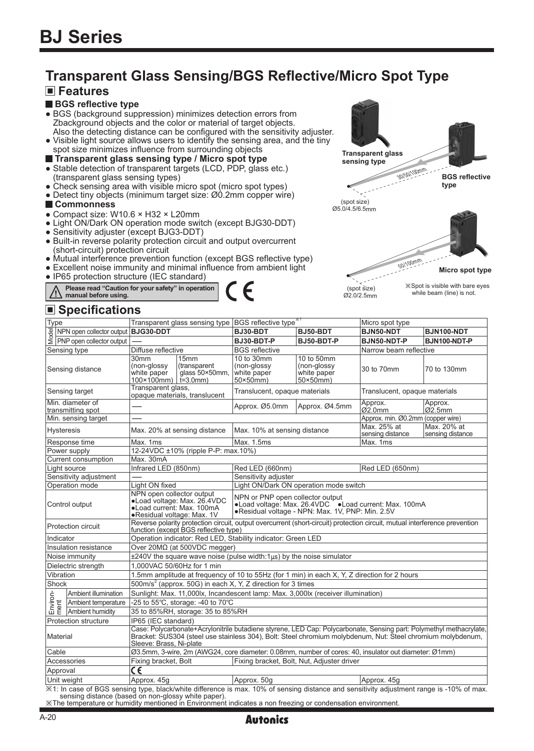# BJ Series

## Transparent Glass Sensing/BGS Reflective/Micro Spot Type

### ■ Features

**■ BGS reflective type**

- BGS (background suppression) minimizes detection errors from Zbackground objects and the color or material of target objects. Also the detecting distance can be configured with the sensitivity adjuster.
- Visible light source allows users to identify the sensing area, and the tiny spot size minimizes influence from surrounding objects

**■ Transparent glass sensing type / Micro spot type**

- Stable detection of transparent targets (LCD, PDP, glass etc.) (transparent glass sensing types)
- Check sensing area with visible micro spot (micro spot types)
- Detect tiny objects (minimum target size: Ø0.2mm copper wire)

**■ Commonness**

- Compact size: W10.6 × H32 × L20mm
- Light ON/Dark ON operation mode switch (except BJG30-DDT)
- Sensitivity adjuster (except BJG3-DDT)
- Built-in reverse polarity protection circuit and output overcurrent (short-circuit) protection circuit
- Mutual interference prevention function (except BGS reflective type)
- Excellent noise immunity and minimal influence from ambient light
- IP65 protection structure (IEC standard)

⚠ Please read "Caution for your safety" in operation manual before using.

Transparent glass sensing type — BGS reflective type — 30/50/100mm — (spot size) Ø5.0/4.5/6.5mm

Micro spot type — 50/100mm — (spot size) Ø2.0/2.5mm

※Spot is visible with bare eyes while beam (line) is not.

### ■ Specifications

| Type | | Transparent glass sensing type | | BGS reflective type※1 | | Micro spot type | |
|---|---|---|---|---|---|---|---|
| Model | NPN open collector output | BJG30-DDT | | BJ30-BDT | BJ50-BDT | BJN50-NDT | BJN100-NDT |
| | PNP open collector output | — | | BJ30-BDT-P | BJ50-BDT-P | BJN50-NDT-P | BJN100-NDT-P |
| Sensing type | | Diffuse reflective | | BGS reflective | | Narrow beam reflective | |
| Sensing distance | | 30mm (non-glossy white paper 100×100mm) | 15mm (transparent glass 50×50mm, t=3.0mm) | 10 to 30mm (non-glossy white paper 50×50mm) | 10 to 50mm (non-glossy white paper 50×50mm) | 30 to 70mm | 70 to 130mm |
| Sensing target | | Transparent glass, opaque materials, translucent | | Translucent, opaque materials | | Translucent, opaque materials | |
| Min. diameter of transmitting spot | | — | | Approx. Ø5.0mm | Approx. Ø4.5mm | Approx. Ø2.0mm | Approx. Ø2.5mm |
| Min. sensing target | | — | | | | Approx. min. Ø0.2mm (copper wire) | |
| Hysteresis | | Max. 20% at sensing distance | | Max. 10% at sensing distance | | Max. 25% at sensing distance | Max. 20% at sensing distance |
| Response time | | Max. 1ms | | Max. 1.5ms | | Max. 1ms | |
| Power supply | | 12-24VDC ±10% (ripple P-P: max.10%) | | | | | |
| Current consumption | | Max. 30mA | | | | | |
| Light source | | Infrared LED (850nm) | | Red LED (660nm) | | Red LED (650nm) | |
| Sensitivity adjustment | | — | | Sensitivity adjuster | | | |
| Operation mode | | Light ON fixed | | Light ON/Dark ON operation mode switch | | | |
| Control output | | NPN open collector output ●Load voltage: Max. 26.4VDC ●Load current: Max. 100mA ●Residual voltage: Max. 1V | | NPN or PNP open collector output ●Load voltage: Max. 26.4VDC ●Load current: Max. 100mA ●Residual voltage - NPN: Max. 1V, PNP: Min. 2.5V | | | |
| Protection circuit | | Reverse polarity protection circuit, output overcurrent (short-circuit) protection circuit, mutual interference prevention function (except BGS reflective type) | | | | | |
| Indicator | | Operation indicator: Red LED, Stability indicator: Green LED | | | | | |
| Insulation resistance | | Over 20MΩ (at 500VDC megger) | | | | | |
| Noise immunity | | ±240V the square wave noise (pulse width:1μs) by the noise simulator | | | | | |
| Dielectric strength | | 1,000VAC 50/60Hz for 1 min | | | | | |
| Vibration | | 1.5mm amplitude at frequency of 10 to 55Hz (for 1 min) in each X, Y, Z direction for 2 hours | | | | | |
| Shock | | 500m/s$^2$ (approx. 50G) in each X, Y, Z direction for 3 times | | | | | |
| Environment | Ambient illumination | Sunlight: Max. 11,000lx, Incandescent lamp: Max. 3,000lx (receiver illumination) | | | | | |
| | Ambient temperature | -25 to 55℃, storage: -40 to 70℃ | | | | | |
| | Ambient humidity | 35 to 85%RH, storage: 35 to 85%RH | | | | | |
| Protection structure | | IP65 (IEC standard) | | | | | |
| Material | | Case: Polycarbonate+Acrylonitrile butadiene styrene, LED Cap: Polycarbonate, Sensing part: Polymethyl methacrylate, Bracket: SUS304 (steel use stainless 304), Bolt: Steel chromium molybdenum, Nut: Steel chromium molybdenum, Sleeve: Brass, Ni-plate | | | | | |
| Cable | | Ø3.5mm, 3-wire, 2m (AWG24, core diameter: 0.08mm, number of cores: 40, insulator out diameter: Ø1mm) | | | | | |
| Accessories | | Fixing bracket, Bolt | | Fixing bracket, Bolt, Nut, Adjuster driver | | | |
| Approval | | CE | | | | | |
| Unit weight | | Approx. 45g | | Approx. 50g | | Approx. 45g | |

※1: In case of BGS sensing type, black/white difference is max. 10% of sensing distance and sensitivity adjustment range is -10% of max. sensing distance (based on non-glossy white paper).

※The temperature or humidity mentioned in Environment indicates a non freezing or condensation environment.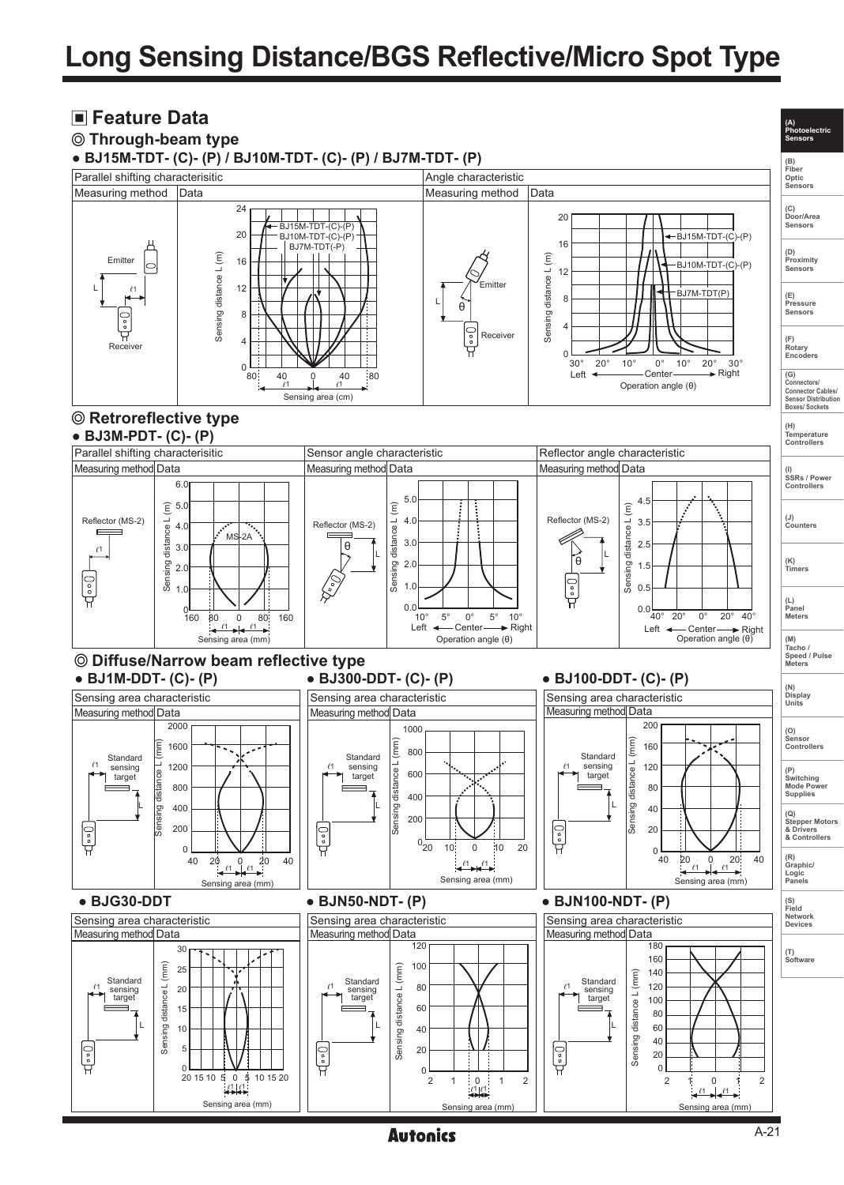# Long Sensing Distance/BGS Reflective/Micro Spot Type

## ■ Feature Data

### ◎ Through-beam type

● BJ15M-TDT- (C)- (P) / BJ10M-TDT- (C)- (P) / BJ7M-TDT- (P)

| Parallel shifting characterisitic | | Angle characteristic | |
|---|---|---|---|
| Measuring method | Data | Measuring method | Data |

### ◎ Retroreflective type

● BJ3M-PDT- (C)- (P)

| Parallel shifting characterisitic | | Sensor angle characteristic | | Reflector angle characteristic | |
|---|---|---|---|---|---|
| Measuring method | Data | Measuring method | Data | Measuring method | Data |

### ◎ Diffuse/Narrow beam reflective type

● BJ1M-DDT- (C)- (P)

| Sensing area characteristic | |
|---|---|
| Measuring method | Data |

● BJ300-DDT- (C)- (P)

| Sensing area characteristic | |
|---|---|
| Measuring method | Data |

● BJ100-DDT- (C)- (P)

| Sensing area characteristic | |
|---|---|
| Measuring method | Data |

● BJG30-DDT

| Sensing area characteristic | |
|---|---|
| Measuring method | Data |

● BJN50-NDT- (P)

| Sensing area characteristic | |
|---|---|
| Measuring method | Data |

● BJN100-NDT- (P)

| Sensing area characteristic | |
|---|---|
| Measuring method | Data |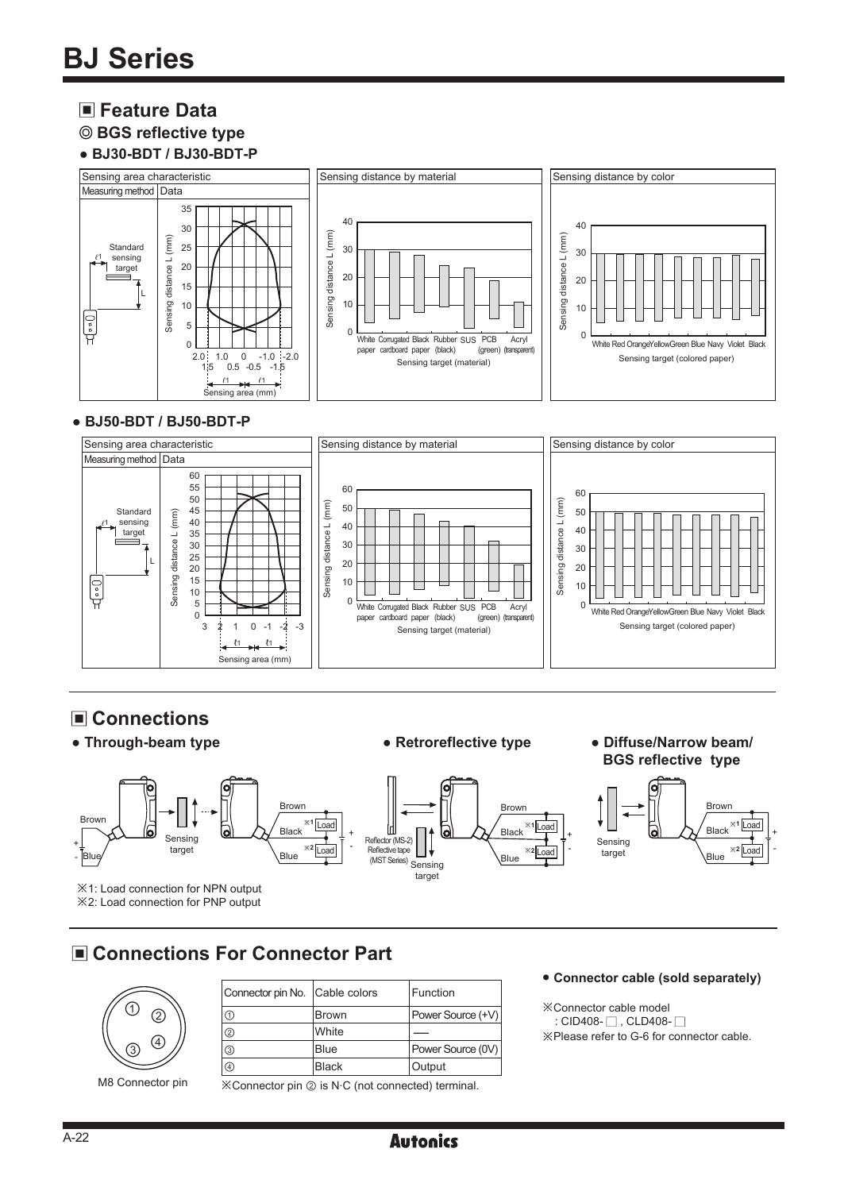# BJ Series

## ■ Feature Data

### ◎ BGS reflective type

**● BJ30-BDT / BJ30-BDT-P**

Sensing area characteristic

| Measuring method | Data |
|---|---|
| Standard sensing target, ℓ1, L | Sensing distance L (mm) vs. Sensing area (mm) |

Sensing distance by material

Sensing distance L (mm) — Sensing target (material): White paper, Corrugated cardboard, Black paper, Rubber (black), SUS, PCB (green), Acryl (transparent)

Sensing distance by color

Sensing distance L (mm) — Sensing target (colored paper): White, Red, Orange, Yellow, Green, Blue, Navy, Violet, Black

**● BJ50-BDT / BJ50-BDT-P**

Sensing area characteristic

| Measuring method | Data |
|---|---|
| Standard sensing target, ℓ1, L | Sensing distance L (mm) vs. Sensing area (mm) |

Sensing distance by material

Sensing distance L (mm) — Sensing target (material): White paper, Corrugated cardboard, Black paper, Rubber (black), SUS, PCB (green), Acryl (transparent)

Sensing distance by color

Sensing distance L (mm) — Sensing target (colored paper): White, Red, Orange, Yellow, Green, Blue, Navy, Violet, Black

## ■ Connections

**● Through-beam type**

Brown, Blue, Sensing target, Brown, Black ※1 Load, Blue ※2 Load

**● Retroreflective type**

Reflector (MS-2) Reflective tape (MST Series), Sensing target, Brown, Black ※1 Load, Blue ※2 Load

**● Diffuse/Narrow beam/ BGS reflective type**

Sensing target, Brown, Black ※1 Load, Blue ※2 Load

※1: Load connection for NPN output
※2: Load connection for PNP output

## ■ Connections For Connector Part

M8 Connector pin

| Connector pin No. | Cable colors | Function |
|---|---|---|
| ① | Brown | Power Source (+V) |
| ② | White | ── |
| ③ | Blue | Power Source (0V) |
| ④ | Black | Output |

※Connector pin ② is N·C (not connected) terminal.

**● Connector cable (sold separately)**

※Connector cable model
: CID408-□, CLD408-□
※Please refer to G-6 for connector cable.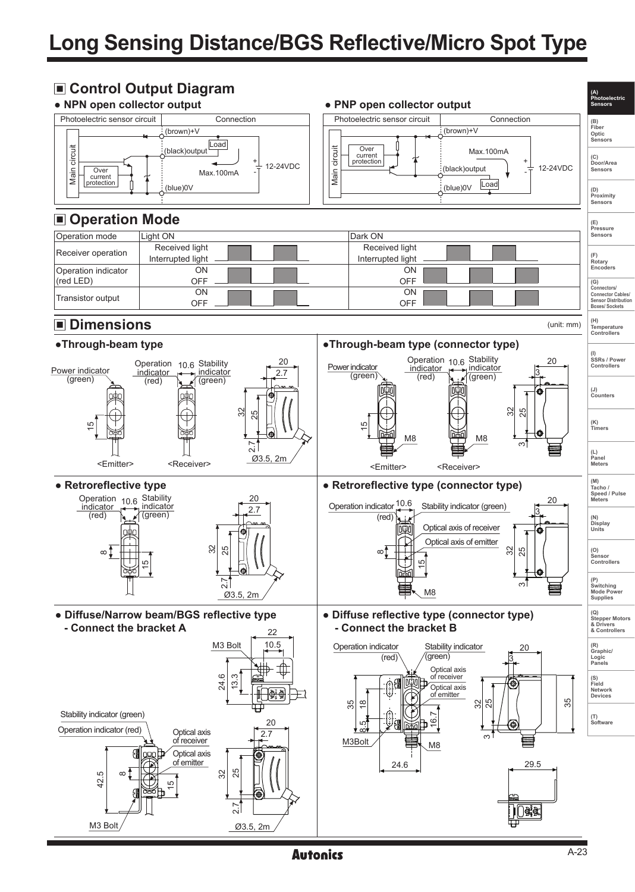# Long Sensing Distance/BGS Reflective/Micro Spot Type

## ■ Control Output Diagram

● NPN open collector output

| Photoelectric sensor circuit | Connection |
|---|---|
| Main circuit, Over current protection | (brown)+V, (black)output, Load, Max.100mA, 12-24VDC, (blue)0V |

● PNP open collector output

| Photoelectric sensor circuit | Connection |
|---|---|
| Main circuit, Over current protection | (brown)+V, Max.100mA, (black)output, Load, 12-24VDC, (blue)0V |

## ■ Operation Mode

| Operation mode | Light ON | Dark ON |
|---|---|---|
| Receiver operation | Received light / Interrupted light | Received light / Interrupted light |
| Operation indicator (red LED) | ON / OFF | ON / OFF |
| Transistor output | ON / OFF | ON / OFF |

## ■ Dimensions

(unit: mm)

●Through-beam type

Power indicator (green), Operation indicator (red), Stability indicator (green), 10.6, 20, 2.7, 32, 25, 15, 2.7, Ø3.5, 2m, <Emitter>, <Receiver>

●Through-beam type (connector type)

Power indicator (green), Operation indicator (red), Stability indicator (green), 10.6, 20, 3, 32, 25, 15, 3, M8, M8, <Emitter>, <Receiver>

● Retroreflective type

Operation indicator (red), Stability indicator (green), 10.6, 20, 2.7, 8, 15, 32, 25, 2.7, Ø3.5, 2m

● Retroreflective type (connector type)

Operation indicator (red), Stability indicator (green), 10.6, Optical axis of receiver, Optical axis of emitter, 20, 3, 8, 15, 32, 25, 3, M8

● Diffuse/Narrow beam/BGS reflective type
- Connect the bracket A

M3 Bolt, 22, 10.5, 24.6, 13.3, Stability indicator (green), Operation indicator (red), Optical axis of receiver, Optical axis of emitter, 20, 2.7, 42.5, 8, 15, 32, 25, 2.7, M3 Bolt, Ø3.5, 2m

● Diffuse reflective type (connector type)
- Connect the bracket B

Operation indicator (red), Stability indicator (green), Optical axis of receiver, Optical axis of emitter, 20, 3, 35, 18, 8.5, 16.7, 32, 25, 3, 35, M3Bolt, M8, 24.6, 29.5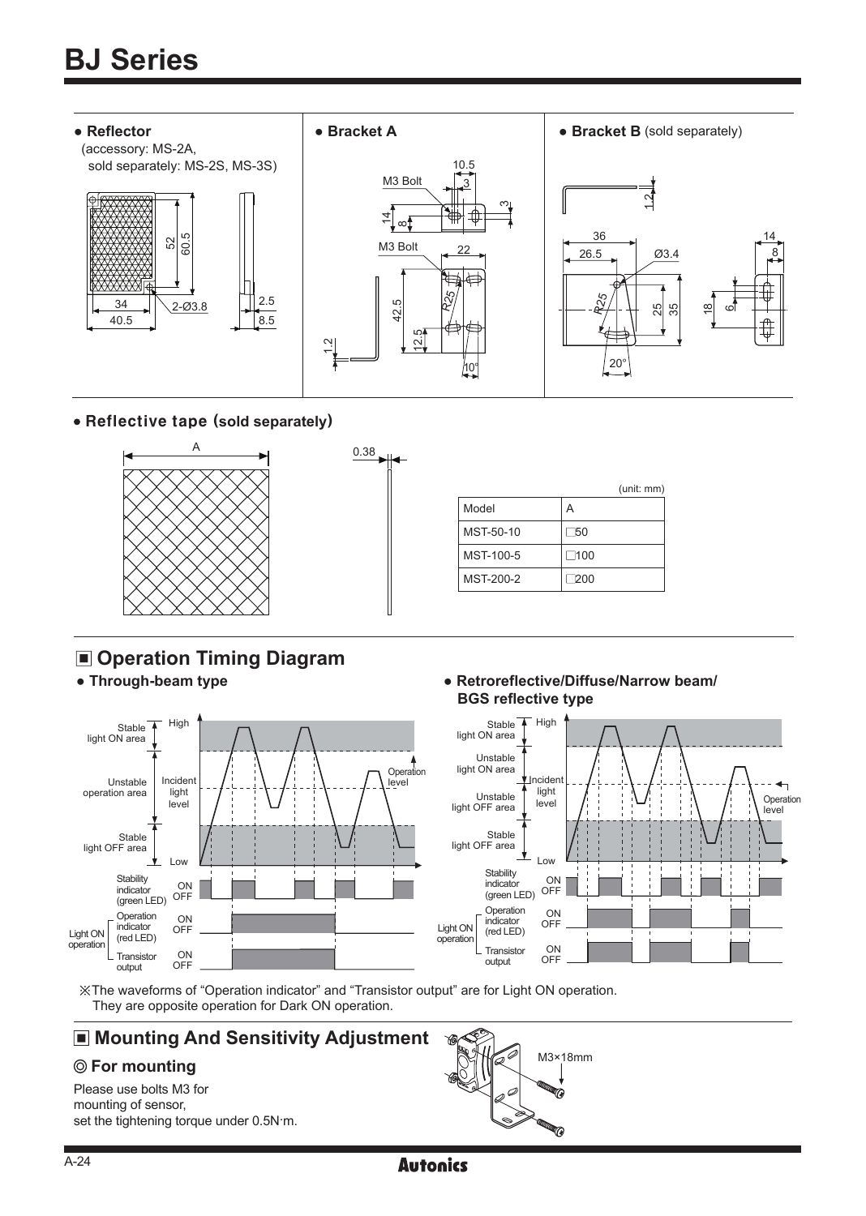# BJ Series

- **Reflector** (accessory: MS-2A, sold separately: MS-2S, MS-3S)
- **Bracket A**
- **Bracket B** (sold separately)

- **Reflective tape (sold separately)**

(unit: mm)

| Model | A |
|---|---|
| MST-50-10 | □50 |
| MST-100-5 | □100 |
| MST-200-2 | □200 |

## ▣ Operation Timing Diagram

- **Through-beam type**
- **Retroreflective/Diffuse/Narrow beam/ BGS reflective type**

※The waveforms of "Operation indicator" and "Transistor output" are for Light ON operation. They are opposite operation for Dark ON operation.

## ▣ Mounting And Sensitivity Adjustment

### ◎ For mounting

Please use bolts M3 for mounting of sensor, set the tightening torque under 0.5N·m.

M3×18mm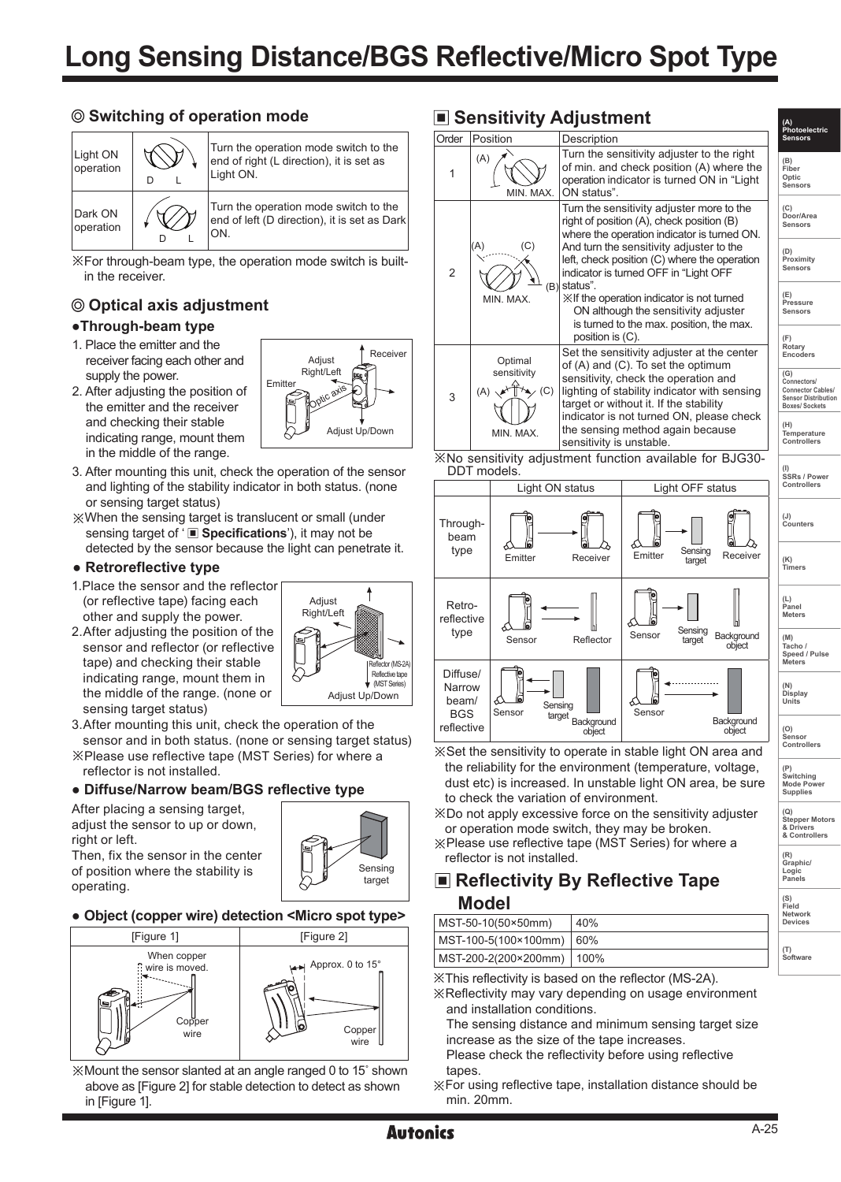# Long Sensing Distance/BGS Reflective/Micro Spot Type

## ◎ Switching of operation mode

| | | |
|---|---|---|
| Light ON operation | D L | Turn the operation mode switch to the end of right (L direction), it is set as Light ON. |
| Dark ON operation | D L | Turn the operation mode switch to the end of left (D direction), it is set as Dark ON. |

※For through-beam type, the operation mode switch is built-in the receiver.

## ◎ Optical axis adjustment

### ●Through-beam type

1. Place the emitter and the receiver facing each other and supply the power.
2. After adjusting the position of the emitter and the receiver and checking their stable indicating range, mount them in the middle of the range.
3. After mounting this unit, check the operation of the sensor and lighting of the stability indicator in both status. (none or sensing target status)

Adjust Right/Left
Receiver
Emitter
Optic axis
Adjust Up/Down

※When the sensing target is translucent or small (under sensing target of '■ **Specifications**'), it may not be detected by the sensor because the light can penetrate it.

### ● Retroreflective type

1. Place the sensor and the reflector (or reflective tape) facing each other and supply the power.
2. After adjusting the position of the sensor and reflector (or reflective tape) and checking their stable indicating range, mount them in the middle of the range. (none or sensing target status)
3. After mounting this unit, check the operation of the sensor and in both status. (none or sensing target status)

Adjust Right/Left
Reflector (MS-2A)
Reflective tape (MST Series)
Adjust Up/Down

※Please use reflective tape (MST Series) for where a reflector is not installed.

### ● Diffuse/Narrow beam/BGS reflective type

After placing a sensing target, adjust the sensor to up or down, right or left.
Then, fix the sensor in the center of position where the stability is operating.

Sensing target

### ● Object (copper wire) detection <Micro spot type>

[Figure 1]
When copper wire is moved.
Copper wire

[Figure 2]
Approx. 0 to 15°
Copper wire

※Mount the sensor slanted at an angle ranged 0 to 15˚ shown above as [Figure 2] for stable detection to detect as shown in [Figure 1].

## ■ Sensitivity Adjustment

| Order | Position | Description |
|---|---|---|
| 1 | (A) MIN. MAX. | Turn the sensitivity adjuster to the right of min. and check position (A) where the operation indicator is turned ON in "Light ON status". |
| 2 | (A) (C) (B) MIN. MAX. | Turn the sensitivity adjuster more to the right of position (A), check position (B) where the operation indicator is turned ON. And turn the sensitivity adjuster to the left, check position (C) where the operation indicator is turned OFF in "Light OFF status". ※If the operation indicator is not turned ON although the sensitivity adjuster is turned to the max. position, the max. position is (C). |
| 3 | Optimal sensitivity (A) (C) MIN. MAX. | Set the sensitivity adjuster at the center of (A) and (C). To set the optimum sensitivity, check the operation and lighting of stability indicator with sensing target or without it. If the stability indicator is not turned ON, please check the sensing method again because sensitivity is unstable. |

※No sensitivity adjustment function available for BJG30-DDT models.

| | Light ON status | Light OFF status |
|---|---|---|
| Through-beam type | Emitter, Receiver | Emitter, Sensing target, Receiver |
| Retro-reflective type | Sensor, Reflector | Sensor, Sensing target, Background object |
| Diffuse/ Narrow beam/ BGS reflective | Sensor, Sensing target, Background object | Sensor, Background object |

※Set the sensitivity to operate in stable light ON area and the reliability for the environment (temperature, voltage, dust etc) is increased. In unstable light ON area, be sure to check the variation of environment.
※Do not apply excessive force on the sensitivity adjuster or operation mode switch, they may be broken.
※Please use reflective tape (MST Series) for where a reflector is not installed.

## ■ Reflectivity By Reflective Tape Model

| | |
|---|---|
| MST-50-10(50×50mm) | 40% |
| MST-100-5(100×100mm) | 60% |
| MST-200-2(200×200mm) | 100% |

※This reflectivity is based on the reflector (MS-2A).
※Reflectivity may vary depending on usage environment and installation conditions.
The sensing distance and minimum sensing target size increase as the size of the tape increases.
Please check the reflectivity before using reflective tapes.
※For using reflective tape, installation distance should be min. 20mm.